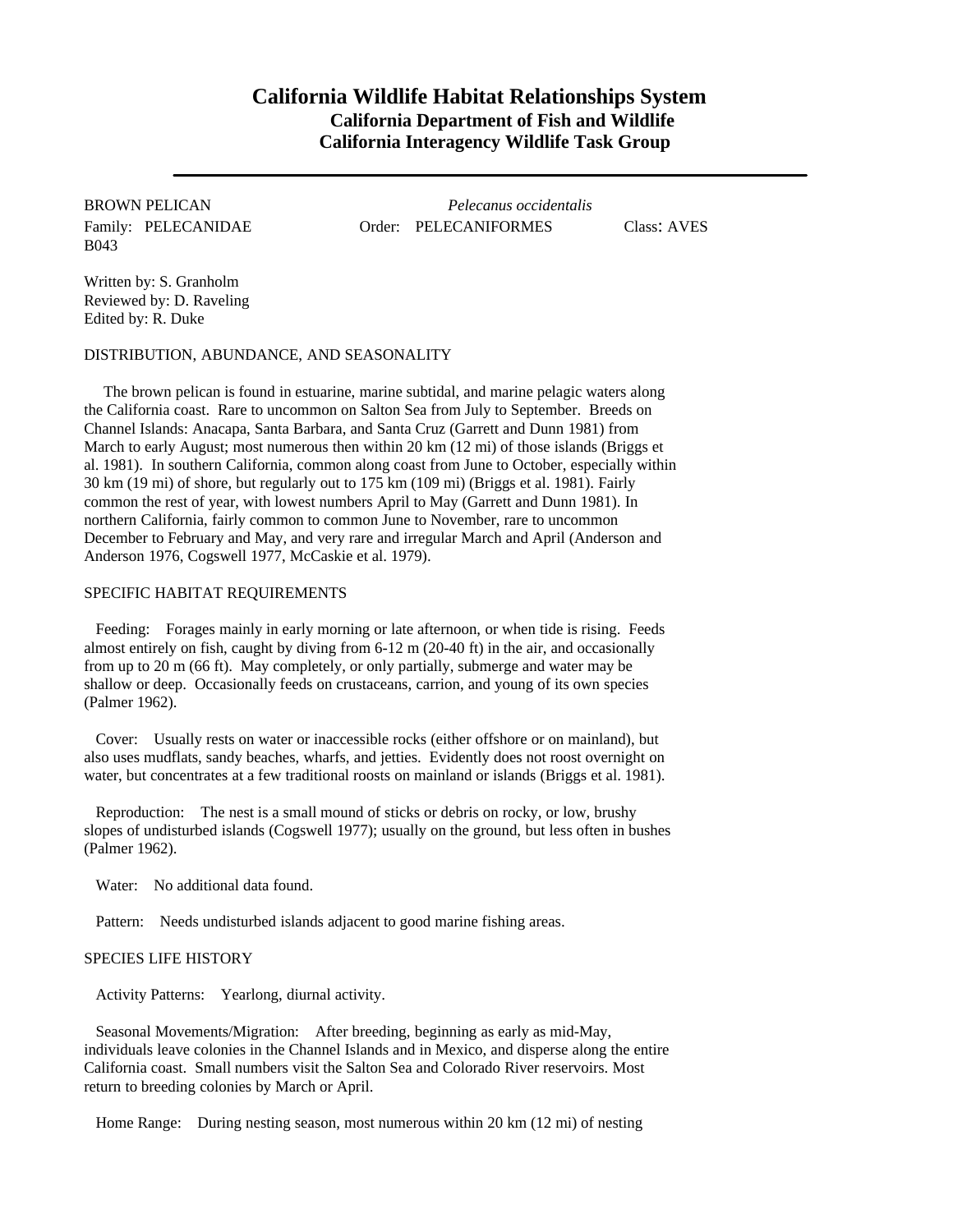# California Wildlife Habitat Relationships System

## California Department of Fish and Wildlife

## California Interagency Wildlife Task Group

---

BROWN PELICAN *Pelecanus occidentalis*
Family: PELECANIDAE Order: PELECANIFORMES Class: AVES
B043

Written by: S. Granholm
Reviewed by: D. Raveling
Edited by: R. Duke

DISTRIBUTION, ABUNDANCE, AND SEASONALITY

The brown pelican is found in estuarine, marine subtidal, and marine pelagic waters along the California coast. Rare to uncommon on Salton Sea from July to September. Breeds on Channel Islands: Anacapa, Santa Barbara, and Santa Cruz (Garrett and Dunn 1981) from March to early August; most numerous then within 20 km (12 mi) of those islands (Briggs et al. 1981). In southern California, common along coast from June to October, especially within 30 km (19 mi) of shore, but regularly out to 175 km (109 mi) (Briggs et al. 1981). Fairly common the rest of year, with lowest numbers April to May (Garrett and Dunn 1981). In northern California, fairly common to common June to November, rare to uncommon December to February and May, and very rare and irregular March and April (Anderson and Anderson 1976, Cogswell 1977, McCaskie et al. 1979).

SPECIFIC HABITAT REQUIREMENTS

Feeding: Forages mainly in early morning or late afternoon, or when tide is rising. Feeds almost entirely on fish, caught by diving from 6-12 m (20-40 ft) in the air, and occasionally from up to 20 m (66 ft). May completely, or only partially, submerge and water may be shallow or deep. Occasionally feeds on crustaceans, carrion, and young of its own species (Palmer 1962).

Cover: Usually rests on water or inaccessible rocks (either offshore or on mainland), but also uses mudflats, sandy beaches, wharfs, and jetties. Evidently does not roost overnight on water, but concentrates at a few traditional roosts on mainland or islands (Briggs et al. 1981).

Reproduction: The nest is a small mound of sticks or debris on rocky, or low, brushy slopes of undisturbed islands (Cogswell 1977); usually on the ground, but less often in bushes (Palmer 1962).

Water: No additional data found.

Pattern: Needs undisturbed islands adjacent to good marine fishing areas.

SPECIES LIFE HISTORY

Activity Patterns: Yearlong, diurnal activity.

Seasonal Movements/Migration: After breeding, beginning as early as mid-May, individuals leave colonies in the Channel Islands and in Mexico, and disperse along the entire California coast. Small numbers visit the Salton Sea and Colorado River reservoirs. Most return to breeding colonies by March or April.

Home Range: During nesting season, most numerous within 20 km (12 mi) of nesting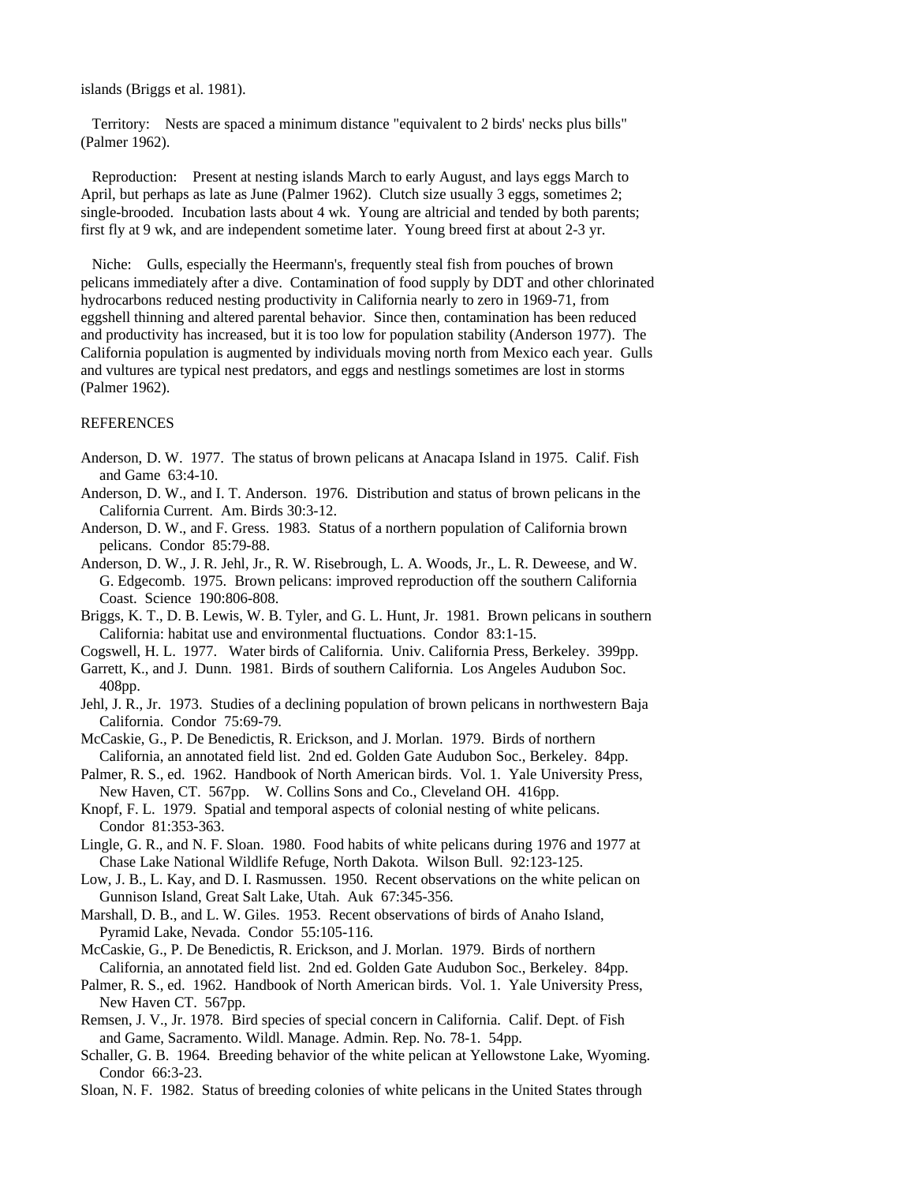islands (Briggs et al. 1981).

Territory: Nests are spaced a minimum distance "equivalent to 2 birds' necks plus bills" (Palmer 1962).

Reproduction: Present at nesting islands March to early August, and lays eggs March to April, but perhaps as late as June (Palmer 1962). Clutch size usually 3 eggs, sometimes 2; single-brooded. Incubation lasts about 4 wk. Young are altricial and tended by both parents; first fly at 9 wk, and are independent sometime later. Young breed first at about 2-3 yr.

Niche: Gulls, especially the Heermann's, frequently steal fish from pouches of brown pelicans immediately after a dive. Contamination of food supply by DDT and other chlorinated hydrocarbons reduced nesting productivity in California nearly to zero in 1969-71, from eggshell thinning and altered parental behavior. Since then, contamination has been reduced and productivity has increased, but it is too low for population stability (Anderson 1977). The California population is augmented by individuals moving north from Mexico each year. Gulls and vultures are typical nest predators, and eggs and nestlings sometimes are lost in storms (Palmer 1962).

REFERENCES

Anderson, D. W. 1977. The status of brown pelicans at Anacapa Island in 1975. Calif. Fish and Game 63:4-10.

Anderson, D. W., and I. T. Anderson. 1976. Distribution and status of brown pelicans in the California Current. Am. Birds 30:3-12.

Anderson, D. W., and F. Gress. 1983. Status of a northern population of California brown pelicans. Condor 85:79-88.

Anderson, D. W., J. R. Jehl, Jr., R. W. Risebrough, L. A. Woods, Jr., L. R. Deweese, and W. G. Edgecomb. 1975. Brown pelicans: improved reproduction off the southern California Coast. Science 190:806-808.

Briggs, K. T., D. B. Lewis, W. B. Tyler, and G. L. Hunt, Jr. 1981. Brown pelicans in southern California: habitat use and environmental fluctuations. Condor 83:1-15.

Cogswell, H. L. 1977. Water birds of California. Univ. California Press, Berkeley. 399pp.

Garrett, K., and J. Dunn. 1981. Birds of southern California. Los Angeles Audubon Soc. 408pp.

Jehl, J. R., Jr. 1973. Studies of a declining population of brown pelicans in northwestern Baja California. Condor 75:69-79.

McCaskie, G., P. De Benedictis, R. Erickson, and J. Morlan. 1979. Birds of northern California, an annotated field list. 2nd ed. Golden Gate Audubon Soc., Berkeley. 84pp.

Palmer, R. S., ed. 1962. Handbook of North American birds. Vol. 1. Yale University Press, New Haven, CT. 567pp. W. Collins Sons and Co., Cleveland OH. 416pp.

Knopf, F. L. 1979. Spatial and temporal aspects of colonial nesting of white pelicans. Condor 81:353-363.

Lingle, G. R., and N. F. Sloan. 1980. Food habits of white pelicans during 1976 and 1977 at Chase Lake National Wildlife Refuge, North Dakota. Wilson Bull. 92:123-125.

Low, J. B., L. Kay, and D. I. Rasmussen. 1950. Recent observations on the white pelican on Gunnison Island, Great Salt Lake, Utah. Auk 67:345-356.

Marshall, D. B., and L. W. Giles. 1953. Recent observations of birds of Anaho Island, Pyramid Lake, Nevada. Condor 55:105-116.

McCaskie, G., P. De Benedictis, R. Erickson, and J. Morlan. 1979. Birds of northern California, an annotated field list. 2nd ed. Golden Gate Audubon Soc., Berkeley. 84pp.

Palmer, R. S., ed. 1962. Handbook of North American birds. Vol. 1. Yale University Press, New Haven CT. 567pp.

Remsen, J. V., Jr. 1978. Bird species of special concern in California. Calif. Dept. of Fish and Game, Sacramento. Wildl. Manage. Admin. Rep. No. 78-1. 54pp.

Schaller, G. B. 1964. Breeding behavior of the white pelican at Yellowstone Lake, Wyoming. Condor 66:3-23.

Sloan, N. F. 1982. Status of breeding colonies of white pelicans in the United States through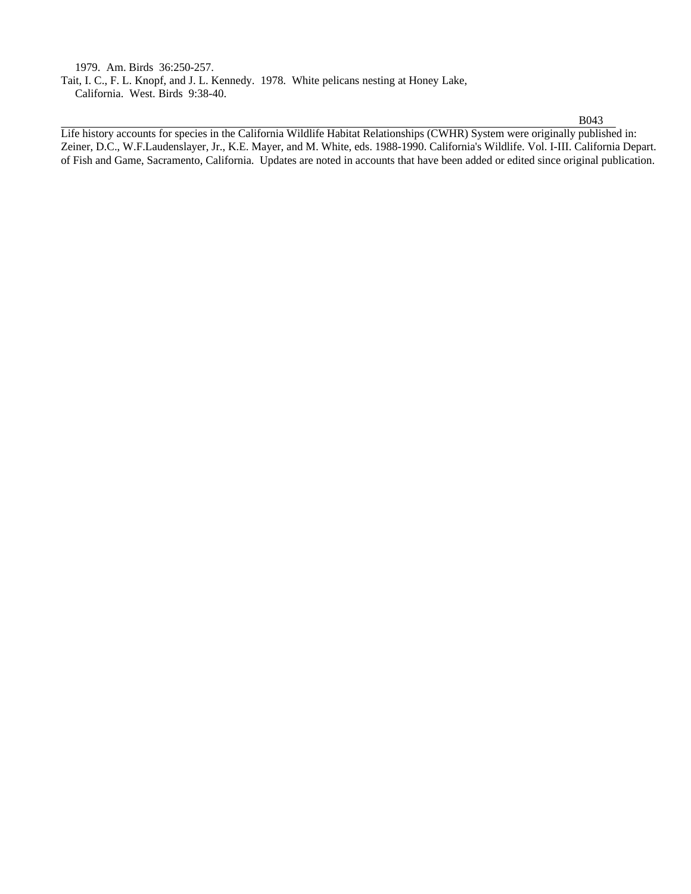1979. Am. Birds 36:250-257.

Tait, I. C., F. L. Knopf, and J. L. Kennedy. 1978. White pelicans nesting at Honey Lake, California. West. Birds 9:38-40.

B043

---

Life history accounts for species in the California Wildlife Habitat Relationships (CWHR) System were originally published in: Zeiner, D.C., W.F.Laudenslayer, Jr., K.E. Mayer, and M. White, eds. 1988-1990. California's Wildlife. Vol. I-III. California Depart. of Fish and Game, Sacramento, California. Updates are noted in accounts that have been added or edited since original publication.